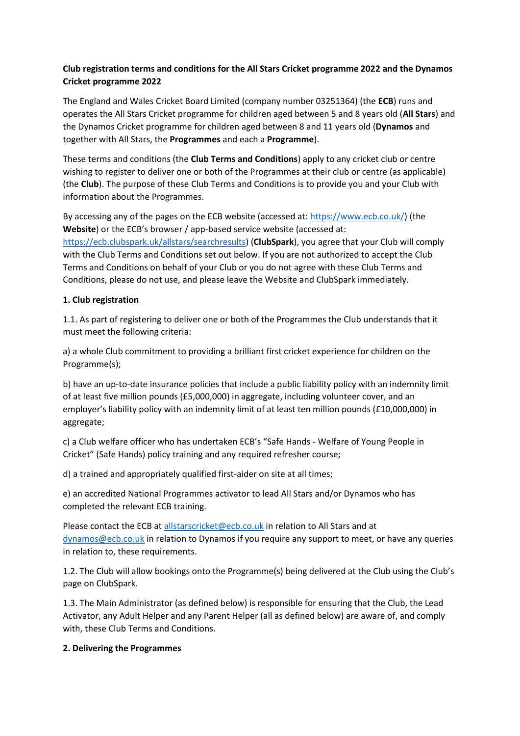**Club registration terms and conditions for the All Stars Cricket programme 2022 and the Dynamos Cricket programme 2022**

The England and Wales Cricket Board Limited (company number 03251364) (the **ECB**) runs and operates the All Stars Cricket programme for children aged between 5 and 8 years old (**All Stars**) and the Dynamos Cricket programme for children aged between 8 and 11 years old (**Dynamos** and together with All Stars, the **Programmes** and each a **Programme**).

These terms and conditions (the **Club Terms and Conditions**) apply to any cricket club or centre wishing to register to deliver one or both of the Programmes at their club or centre (as applicable) (the **Club**). The purpose of these Club Terms and Conditions is to provide you and your Club with information about the Programmes.

By accessing any of the pages on the ECB website (accessed at: [https://www.ecb.co.uk/](https://www.ecb.co.uk/)) (the **Website**) or the ECB's browser / app-based service website (accessed at: [https://ecb.clubspark.uk/allstars/searchresults](https://ecb.clubspark.uk/allstars/searchresults)) (**ClubSpark**), you agree that your Club will comply with the Club Terms and Conditions set out below. If you are not authorized to accept the Club Terms and Conditions on behalf of your Club or you do not agree with these Club Terms and Conditions, please do not use, and please leave the Website and ClubSpark immediately.

**1. Club registration**

1.1. As part of registering to deliver one or both of the Programmes the Club understands that it must meet the following criteria:

a) a whole Club commitment to providing a brilliant first cricket experience for children on the Programme(s);

b) have an up-to-date insurance policies that include a public liability policy with an indemnity limit of at least five million pounds (£5,000,000) in aggregate, including volunteer cover, and an employer's liability policy with an indemnity limit of at least ten million pounds (£10,000,000) in aggregate;

c) a Club welfare officer who has undertaken ECB's "Safe Hands - Welfare of Young People in Cricket" (Safe Hands) policy training and any required refresher course;

d) a trained and appropriately qualified first-aider on site at all times;

e) an accredited National Programmes activator to lead All Stars and/or Dynamos who has completed the relevant ECB training.

Please contact the ECB at [allstarscricket@ecb.co.uk](mailto:allstarscricket@ecb.co.uk) in relation to All Stars and at [dynamos@ecb.co.uk](mailto:dynamos@ecb.co.uk) in relation to Dynamos if you require any support to meet, or have any queries in relation to, these requirements.

1.2. The Club will allow bookings onto the Programme(s) being delivered at the Club using the Club's page on ClubSpark.

1.3. The Main Administrator (as defined below) is responsible for ensuring that the Club, the Lead Activator, any Adult Helper and any Parent Helper (all as defined below) are aware of, and comply with, these Club Terms and Conditions.

**2. Delivering the Programmes**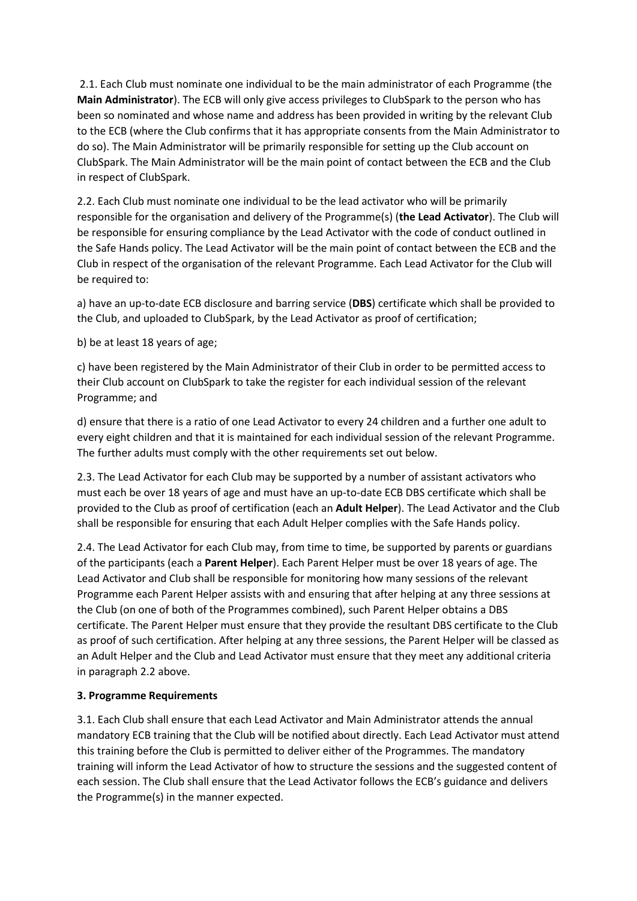2.1. Each Club must nominate one individual to be the main administrator of each Programme (the **Main Administrator**). The ECB will only give access privileges to ClubSpark to the person who has been so nominated and whose name and address has been provided in writing by the relevant Club to the ECB (where the Club confirms that it has appropriate consents from the Main Administrator to do so). The Main Administrator will be primarily responsible for setting up the Club account on ClubSpark. The Main Administrator will be the main point of contact between the ECB and the Club in respect of ClubSpark.

2.2. Each Club must nominate one individual to be the lead activator who will be primarily responsible for the organisation and delivery of the Programme(s) (**the Lead Activator**). The Club will be responsible for ensuring compliance by the Lead Activator with the code of conduct outlined in the Safe Hands policy. The Lead Activator will be the main point of contact between the ECB and the Club in respect of the organisation of the relevant Programme. Each Lead Activator for the Club will be required to:

a) have an up-to-date ECB disclosure and barring service (**DBS**) certificate which shall be provided to the Club, and uploaded to ClubSpark, by the Lead Activator as proof of certification;

b) be at least 18 years of age;

c) have been registered by the Main Administrator of their Club in order to be permitted access to their Club account on ClubSpark to take the register for each individual session of the relevant Programme; and

d) ensure that there is a ratio of one Lead Activator to every 24 children and a further one adult to every eight children and that it is maintained for each individual session of the relevant Programme. The further adults must comply with the other requirements set out below.

2.3. The Lead Activator for each Club may be supported by a number of assistant activators who must each be over 18 years of age and must have an up-to-date ECB DBS certificate which shall be provided to the Club as proof of certification (each an **Adult Helper**). The Lead Activator and the Club shall be responsible for ensuring that each Adult Helper complies with the Safe Hands policy.

2.4. The Lead Activator for each Club may, from time to time, be supported by parents or guardians of the participants (each a **Parent Helper**). Each Parent Helper must be over 18 years of age. The Lead Activator and Club shall be responsible for monitoring how many sessions of the relevant Programme each Parent Helper assists with and ensuring that after helping at any three sessions at the Club (on one of both of the Programmes combined), such Parent Helper obtains a DBS certificate. The Parent Helper must ensure that they provide the resultant DBS certificate to the Club as proof of such certification. After helping at any three sessions, the Parent Helper will be classed as an Adult Helper and the Club and Lead Activator must ensure that they meet any additional criteria in paragraph 2.2 above.

**3. Programme Requirements**

3.1. Each Club shall ensure that each Lead Activator and Main Administrator attends the annual mandatory ECB training that the Club will be notified about directly. Each Lead Activator must attend this training before the Club is permitted to deliver either of the Programmes. The mandatory training will inform the Lead Activator of how to structure the sessions and the suggested content of each session. The Club shall ensure that the Lead Activator follows the ECB's guidance and delivers the Programme(s) in the manner expected.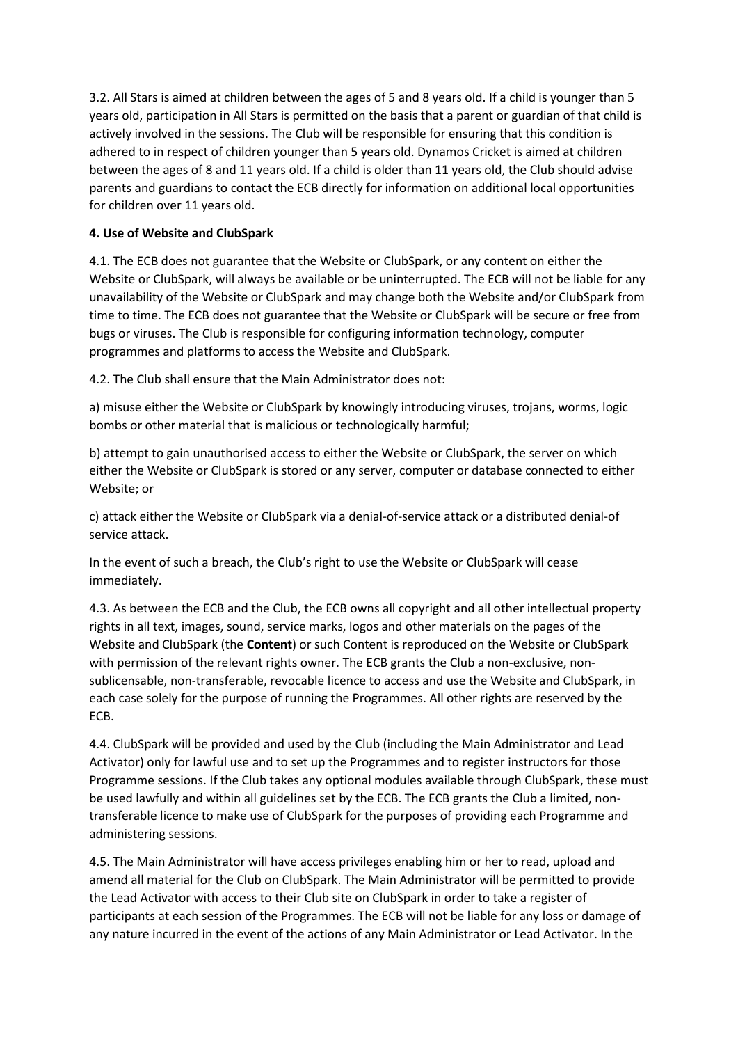3.2. All Stars is aimed at children between the ages of 5 and 8 years old. If a child is younger than 5 years old, participation in All Stars is permitted on the basis that a parent or guardian of that child is actively involved in the sessions. The Club will be responsible for ensuring that this condition is adhered to in respect of children younger than 5 years old. Dynamos Cricket is aimed at children between the ages of 8 and 11 years old. If a child is older than 11 years old, the Club should advise parents and guardians to contact the ECB directly for information on additional local opportunities for children over 11 years old.

**4. Use of Website and ClubSpark**

4.1. The ECB does not guarantee that the Website or ClubSpark, or any content on either the Website or ClubSpark, will always be available or be uninterrupted. The ECB will not be liable for any unavailability of the Website or ClubSpark and may change both the Website and/or ClubSpark from time to time. The ECB does not guarantee that the Website or ClubSpark will be secure or free from bugs or viruses. The Club is responsible for configuring information technology, computer programmes and platforms to access the Website and ClubSpark.

4.2. The Club shall ensure that the Main Administrator does not:

a) misuse either the Website or ClubSpark by knowingly introducing viruses, trojans, worms, logic bombs or other material that is malicious or technologically harmful;

b) attempt to gain unauthorised access to either the Website or ClubSpark, the server on which either the Website or ClubSpark is stored or any server, computer or database connected to either Website; or

c) attack either the Website or ClubSpark via a denial-of-service attack or a distributed denial-of service attack.

In the event of such a breach, the Club's right to use the Website or ClubSpark will cease immediately.

4.3. As between the ECB and the Club, the ECB owns all copyright and all other intellectual property rights in all text, images, sound, service marks, logos and other materials on the pages of the Website and ClubSpark (the **Content**) or such Content is reproduced on the Website or ClubSpark with permission of the relevant rights owner. The ECB grants the Club a non-exclusive, non-sublicensable, non-transferable, revocable licence to access and use the Website and ClubSpark, in each case solely for the purpose of running the Programmes. All other rights are reserved by the ECB.

4.4. ClubSpark will be provided and used by the Club (including the Main Administrator and Lead Activator) only for lawful use and to set up the Programmes and to register instructors for those Programme sessions. If the Club takes any optional modules available through ClubSpark, these must be used lawfully and within all guidelines set by the ECB. The ECB grants the Club a limited, non-transferable licence to make use of ClubSpark for the purposes of providing each Programme and administering sessions.

4.5. The Main Administrator will have access privileges enabling him or her to read, upload and amend all material for the Club on ClubSpark. The Main Administrator will be permitted to provide the Lead Activator with access to their Club site on ClubSpark in order to take a register of participants at each session of the Programmes. The ECB will not be liable for any loss or damage of any nature incurred in the event of the actions of any Main Administrator or Lead Activator. In the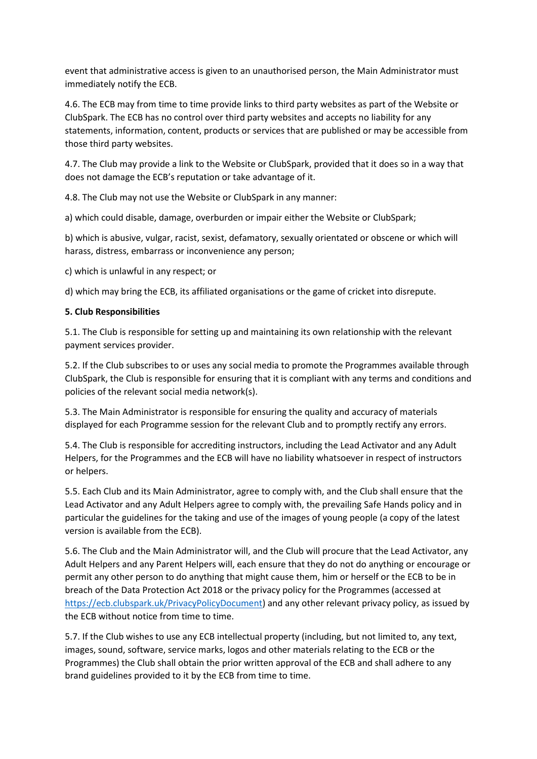event that administrative access is given to an unauthorised person, the Main Administrator must immediately notify the ECB.

4.6. The ECB may from time to time provide links to third party websites as part of the Website or ClubSpark. The ECB has no control over third party websites and accepts no liability for any statements, information, content, products or services that are published or may be accessible from those third party websites.

4.7. The Club may provide a link to the Website or ClubSpark, provided that it does so in a way that does not damage the ECB's reputation or take advantage of it.

4.8. The Club may not use the Website or ClubSpark in any manner:

a) which could disable, damage, overburden or impair either the Website or ClubSpark;

b) which is abusive, vulgar, racist, sexist, defamatory, sexually orientated or obscene or which will harass, distress, embarrass or inconvenience any person;

c) which is unlawful in any respect; or

d) which may bring the ECB, its affiliated organisations or the game of cricket into disrepute.

**5. Club Responsibilities**

5.1. The Club is responsible for setting up and maintaining its own relationship with the relevant payment services provider.

5.2. If the Club subscribes to or uses any social media to promote the Programmes available through ClubSpark, the Club is responsible for ensuring that it is compliant with any terms and conditions and policies of the relevant social media network(s).

5.3. The Main Administrator is responsible for ensuring the quality and accuracy of materials displayed for each Programme session for the relevant Club and to promptly rectify any errors.

5.4. The Club is responsible for accrediting instructors, including the Lead Activator and any Adult Helpers, for the Programmes and the ECB will have no liability whatsoever in respect of instructors or helpers.

5.5. Each Club and its Main Administrator, agree to comply with, and the Club shall ensure that the Lead Activator and any Adult Helpers agree to comply with, the prevailing Safe Hands policy and in particular the guidelines for the taking and use of the images of young people (a copy of the latest version is available from the ECB).

5.6. The Club and the Main Administrator will, and the Club will procure that the Lead Activator, any Adult Helpers and any Parent Helpers will, each ensure that they do not do anything or encourage or permit any other person to do anything that might cause them, him or herself or the ECB to be in breach of the Data Protection Act 2018 or the privacy policy for the Programmes (accessed at https://ecb.clubspark.uk/PrivacyPolicyDocument) and any other relevant privacy policy, as issued by the ECB without notice from time to time.

5.7. If the Club wishes to use any ECB intellectual property (including, but not limited to, any text, images, sound, software, service marks, logos and other materials relating to the ECB or the Programmes) the Club shall obtain the prior written approval of the ECB and shall adhere to any brand guidelines provided to it by the ECB from time to time.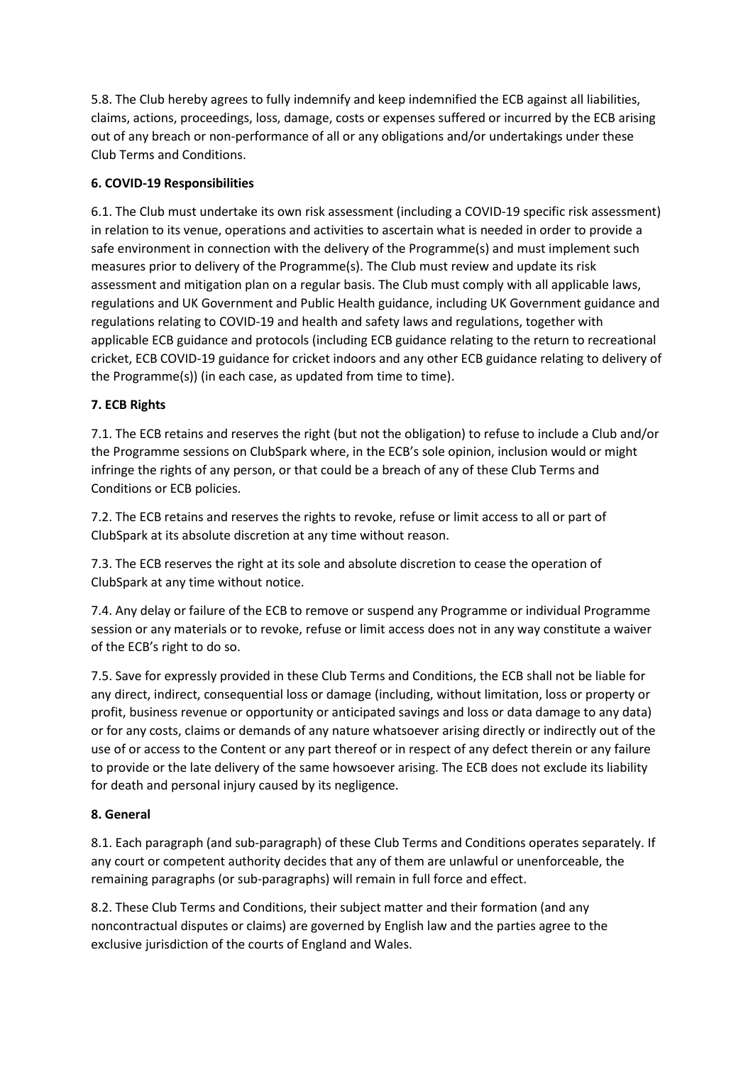5.8. The Club hereby agrees to fully indemnify and keep indemnified the ECB against all liabilities, claims, actions, proceedings, loss, damage, costs or expenses suffered or incurred by the ECB arising out of any breach or non-performance of all or any obligations and/or undertakings under these Club Terms and Conditions.

**6. COVID-19 Responsibilities**

6.1. The Club must undertake its own risk assessment (including a COVID-19 specific risk assessment) in relation to its venue, operations and activities to ascertain what is needed in order to provide a safe environment in connection with the delivery of the Programme(s) and must implement such measures prior to delivery of the Programme(s). The Club must review and update its risk assessment and mitigation plan on a regular basis. The Club must comply with all applicable laws, regulations and UK Government and Public Health guidance, including UK Government guidance and regulations relating to COVID-19 and health and safety laws and regulations, together with applicable ECB guidance and protocols (including ECB guidance relating to the return to recreational cricket, ECB COVID-19 guidance for cricket indoors and any other ECB guidance relating to delivery of the Programme(s)) (in each case, as updated from time to time).

**7. ECB Rights**

7.1. The ECB retains and reserves the right (but not the obligation) to refuse to include a Club and/or the Programme sessions on ClubSpark where, in the ECB's sole opinion, inclusion would or might infringe the rights of any person, or that could be a breach of any of these Club Terms and Conditions or ECB policies.

7.2. The ECB retains and reserves the rights to revoke, refuse or limit access to all or part of ClubSpark at its absolute discretion at any time without reason.

7.3. The ECB reserves the right at its sole and absolute discretion to cease the operation of ClubSpark at any time without notice.

7.4. Any delay or failure of the ECB to remove or suspend any Programme or individual Programme session or any materials or to revoke, refuse or limit access does not in any way constitute a waiver of the ECB's right to do so.

7.5. Save for expressly provided in these Club Terms and Conditions, the ECB shall not be liable for any direct, indirect, consequential loss or damage (including, without limitation, loss or property or profit, business revenue or opportunity or anticipated savings and loss or data damage to any data) or for any costs, claims or demands of any nature whatsoever arising directly or indirectly out of the use of or access to the Content or any part thereof or in respect of any defect therein or any failure to provide or the late delivery of the same howsoever arising. The ECB does not exclude its liability for death and personal injury caused by its negligence.

**8. General**

8.1. Each paragraph (and sub-paragraph) of these Club Terms and Conditions operates separately. If any court or competent authority decides that any of them are unlawful or unenforceable, the remaining paragraphs (or sub-paragraphs) will remain in full force and effect.

8.2. These Club Terms and Conditions, their subject matter and their formation (and any noncontractual disputes or claims) are governed by English law and the parties agree to the exclusive jurisdiction of the courts of England and Wales.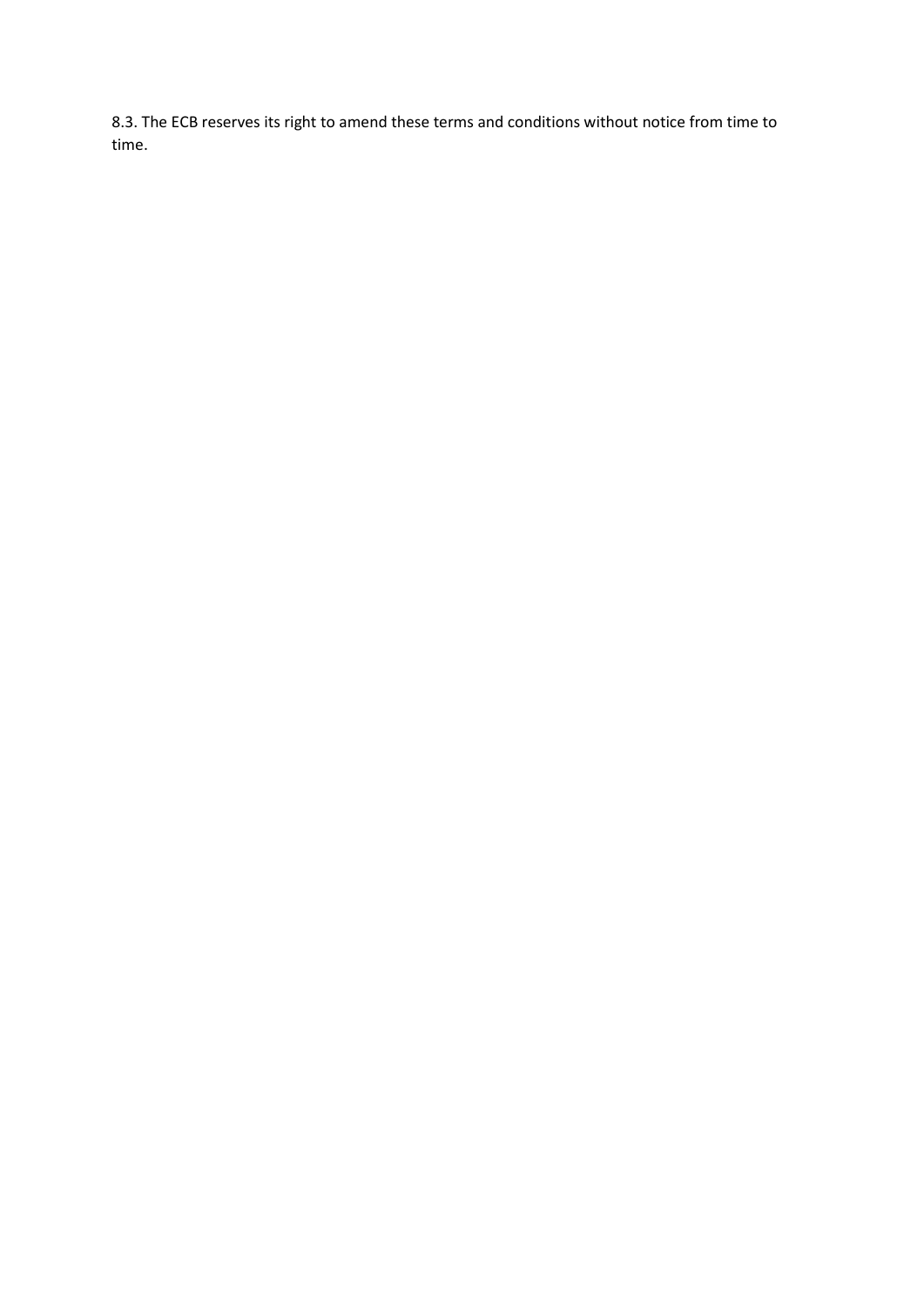8.3. The ECB reserves its right to amend these terms and conditions without notice from time to time.